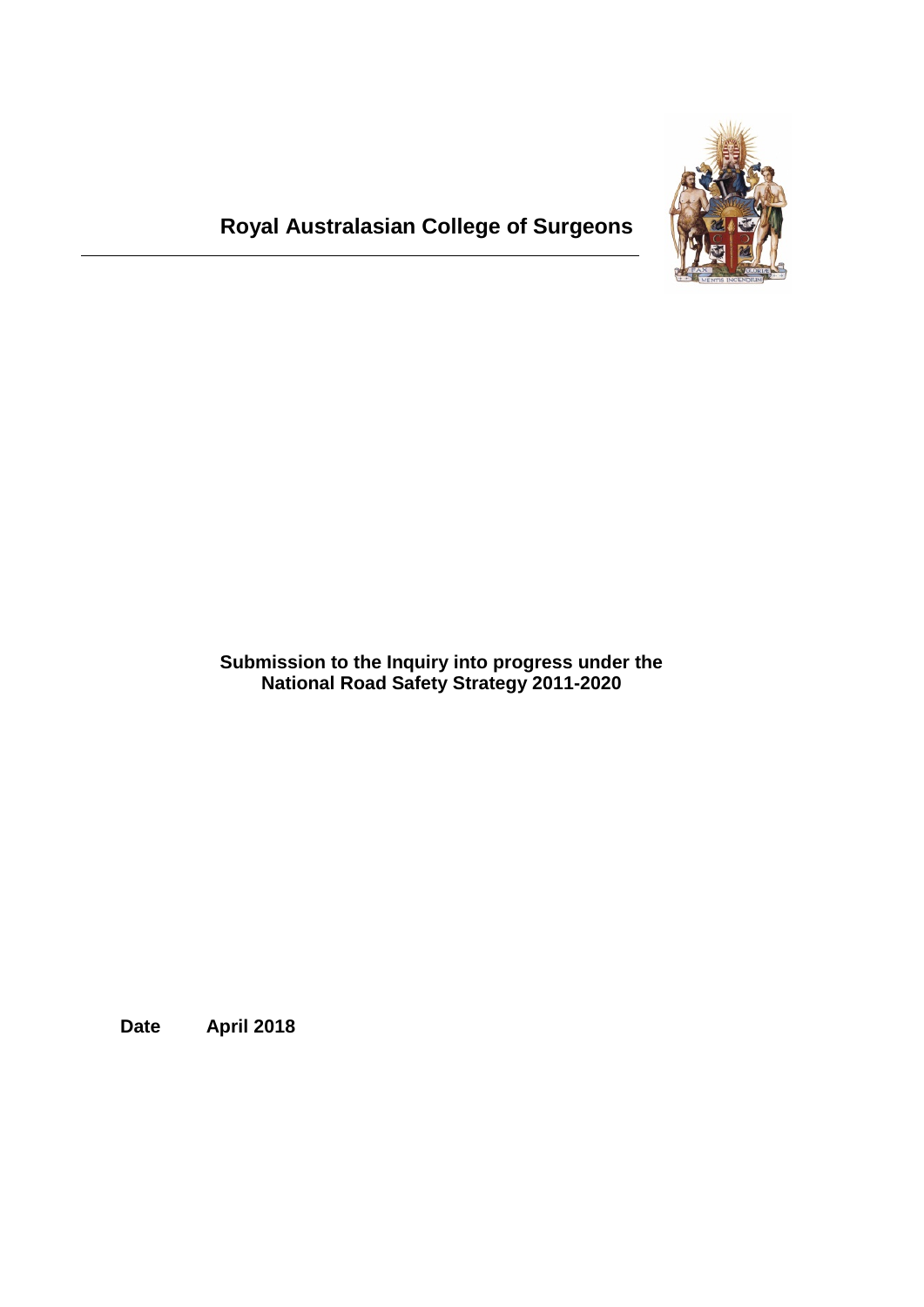# Royal Australasian College of Surgeons

**Submission to the Inquiry into progress under the National Road Safety Strategy 2011-2020**

**Date** **April 2018**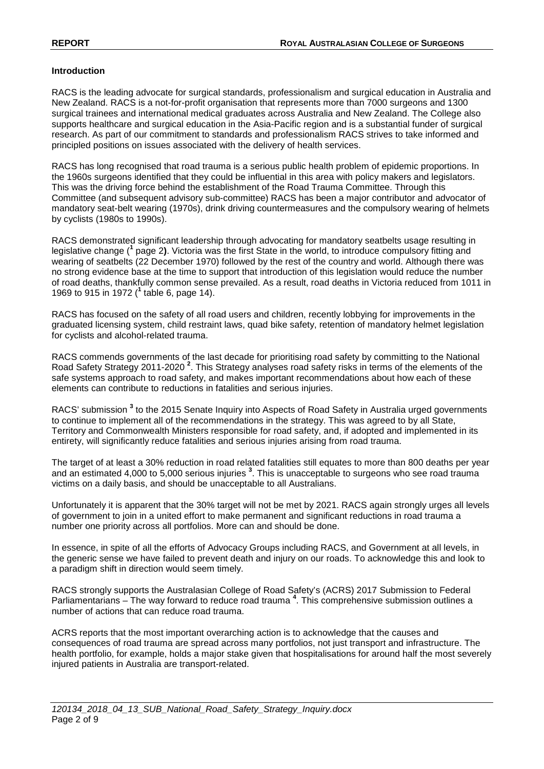**Introduction**

RACS is the leading advocate for surgical standards, professionalism and surgical education in Australia and New Zealand. RACS is a not-for-profit organisation that represents more than 7000 surgeons and 1300 surgical trainees and international medical graduates across Australia and New Zealand. The College also supports healthcare and surgical education in the Asia-Pacific region and is a substantial funder of surgical research. As part of our commitment to standards and professionalism RACS strives to take informed and principled positions on issues associated with the delivery of health services.

RACS has long recognised that road trauma is a serious public health problem of epidemic proportions. In the 1960s surgeons identified that they could be influential in this area with policy makers and legislators. This was the driving force behind the establishment of the Road Trauma Committee. Through this Committee (and subsequent advisory sub-committee) RACS has been a major contributor and advocator of mandatory seat-belt wearing (1970s), drink driving countermeasures and the compulsory wearing of helmets by cyclists (1980s to 1990s).

RACS demonstrated significant leadership through advocating for mandatory seatbelts usage resulting in legislative change ([1] page 2**)**. Victoria was the first State in the world, to introduce compulsory fitting and wearing of seatbelts (22 December 1970) followed by the rest of the country and world. Although there was no strong evidence base at the time to support that introduction of this legislation would reduce the number of road deaths, thankfully common sense prevailed. As a result, road deaths in Victoria reduced from 1011 in 1969 to 915 in 1972 ([1] table 6, page 14).

RACS has focused on the safety of all road users and children, recently lobbying for improvements in the graduated licensing system, child restraint laws, quad bike safety, retention of mandatory helmet legislation for cyclists and alcohol-related trauma.

RACS commends governments of the last decade for prioritising road safety by committing to the National Road Safety Strategy 2011-2020 [2]. This Strategy analyses road safety risks in terms of the elements of the safe systems approach to road safety, and makes important recommendations about how each of these elements can contribute to reductions in fatalities and serious injuries.

RACS' submission [3] to the 2015 Senate Inquiry into Aspects of Road Safety in Australia urged governments to continue to implement all of the recommendations in the strategy. This was agreed to by all State, Territory and Commonwealth Ministers responsible for road safety, and, if adopted and implemented in its entirety, will significantly reduce fatalities and serious injuries arising from road trauma.

The target of at least a 30% reduction in road related fatalities still equates to more than 800 deaths per year and an estimated 4,000 to 5,000 serious injuries [3]. This is unacceptable to surgeons who see road trauma victims on a daily basis, and should be unacceptable to all Australians.

Unfortunately it is apparent that the 30% target will not be met by 2021. RACS again strongly urges all levels of government to join in a united effort to make permanent and significant reductions in road trauma a number one priority across all portfolios. More can and should be done.

In essence, in spite of all the efforts of Advocacy Groups including RACS, and Government at all levels, in the generic sense we have failed to prevent death and injury on our roads. To acknowledge this and look to a paradigm shift in direction would seem timely.

RACS strongly supports the Australasian College of Road Safety's (ACRS) 2017 Submission to Federal Parliamentarians – The way forward to reduce road trauma [4]. This comprehensive submission outlines a number of actions that can reduce road trauma.

ACRS reports that the most important overarching action is to acknowledge that the causes and consequences of road trauma are spread across many portfolios, not just transport and infrastructure. The health portfolio, for example, holds a major stake given that hospitalisations for around half the most severely injured patients in Australia are transport-related.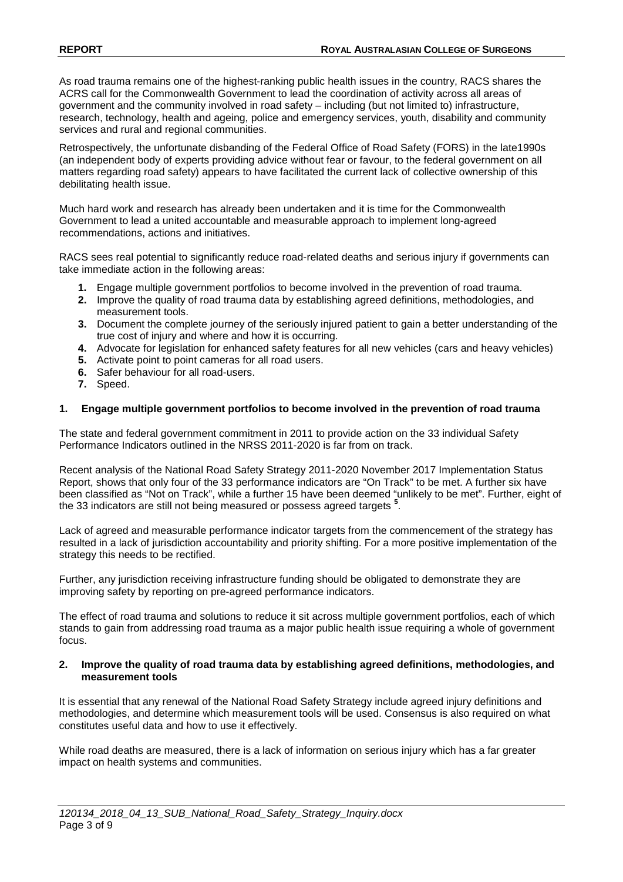As road trauma remains one of the highest-ranking public health issues in the country, RACS shares the ACRS call for the Commonwealth Government to lead the coordination of activity across all areas of government and the community involved in road safety – including (but not limited to) infrastructure, research, technology, health and ageing, police and emergency services, youth, disability and community services and rural and regional communities.

Retrospectively, the unfortunate disbanding of the Federal Office of Road Safety (FORS) in the late1990s (an independent body of experts providing advice without fear or favour, to the federal government on all matters regarding road safety) appears to have facilitated the current lack of collective ownership of this debilitating health issue.

Much hard work and research has already been undertaken and it is time for the Commonwealth Government to lead a united accountable and measurable approach to implement long-agreed recommendations, actions and initiatives.

RACS sees real potential to significantly reduce road-related deaths and serious injury if governments can take immediate action in the following areas:

1. Engage multiple government portfolios to become involved in the prevention of road trauma.
2. Improve the quality of road trauma data by establishing agreed definitions, methodologies, and measurement tools.
3. Document the complete journey of the seriously injured patient to gain a better understanding of the true cost of injury and where and how it is occurring.
4. Advocate for legislation for enhanced safety features for all new vehicles (cars and heavy vehicles)
5. Activate point to point cameras for all road users.
6. Safer behaviour for all road-users.
7. Speed.

## 1. Engage multiple government portfolios to become involved in the prevention of road trauma

The state and federal government commitment in 2011 to provide action on the 33 individual Safety Performance Indicators outlined in the NRSS 2011-2020 is far from on track.

Recent analysis of the National Road Safety Strategy 2011-2020 November 2017 Implementation Status Report, shows that only four of the 33 performance indicators are "On Track" to be met. A further six have been classified as "Not on Track", while a further 15 have been deemed "unlikely to be met". Further, eight of the 33 indicators are still not being measured or possess agreed targets [5].

Lack of agreed and measurable performance indicator targets from the commencement of the strategy has resulted in a lack of jurisdiction accountability and priority shifting. For a more positive implementation of the strategy this needs to be rectified.

Further, any jurisdiction receiving infrastructure funding should be obligated to demonstrate they are improving safety by reporting on pre-agreed performance indicators.

The effect of road trauma and solutions to reduce it sit across multiple government portfolios, each of which stands to gain from addressing road trauma as a major public health issue requiring a whole of government focus.

## 2. Improve the quality of road trauma data by establishing agreed definitions, methodologies, and measurement tools

It is essential that any renewal of the National Road Safety Strategy include agreed injury definitions and methodologies, and determine which measurement tools will be used. Consensus is also required on what constitutes useful data and how to use it effectively.

While road deaths are measured, there is a lack of information on serious injury which has a far greater impact on health systems and communities.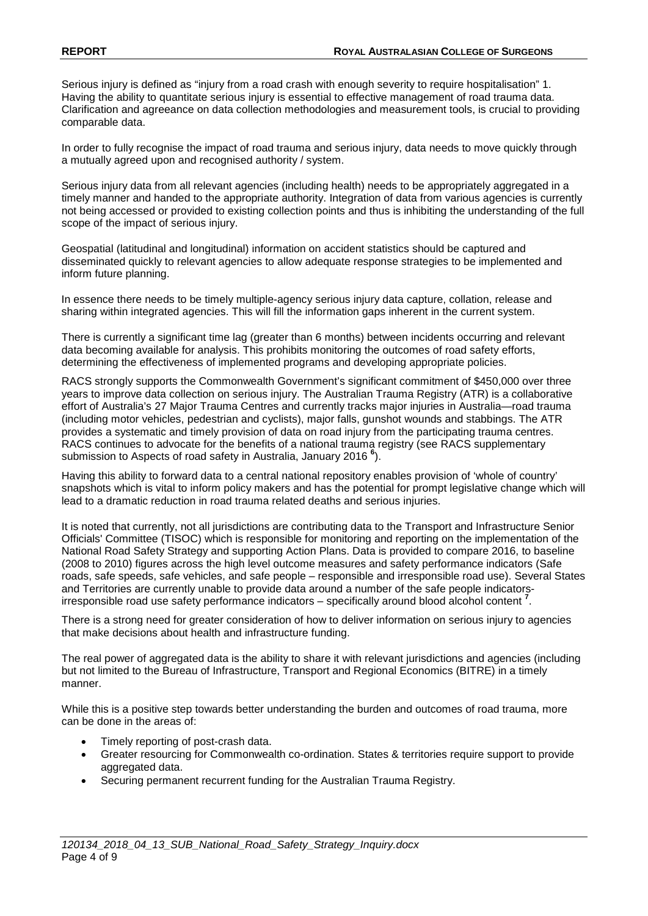Serious injury is defined as "injury from a road crash with enough severity to require hospitalisation" 1. Having the ability to quantitate serious injury is essential to effective management of road trauma data. Clarification and agreeance on data collection methodologies and measurement tools, is crucial to providing comparable data.

In order to fully recognise the impact of road trauma and serious injury, data needs to move quickly through a mutually agreed upon and recognised authority / system.

Serious injury data from all relevant agencies (including health) needs to be appropriately aggregated in a timely manner and handed to the appropriate authority. Integration of data from various agencies is currently not being accessed or provided to existing collection points and thus is inhibiting the understanding of the full scope of the impact of serious injury.

Geospatial (latitudinal and longitudinal) information on accident statistics should be captured and disseminated quickly to relevant agencies to allow adequate response strategies to be implemented and inform future planning.

In essence there needs to be timely multiple-agency serious injury data capture, collation, release and sharing within integrated agencies. This will fill the information gaps inherent in the current system.

There is currently a significant time lag (greater than 6 months) between incidents occurring and relevant data becoming available for analysis. This prohibits monitoring the outcomes of road safety efforts, determining the effectiveness of implemented programs and developing appropriate policies.

RACS strongly supports the Commonwealth Government's significant commitment of $450,000 over three years to improve data collection on serious injury. The Australian Trauma Registry (ATR) is a collaborative effort of Australia's 27 Major Trauma Centres and currently tracks major injuries in Australia—road trauma (including motor vehicles, pedestrian and cyclists), major falls, gunshot wounds and stabbings. The ATR provides a systematic and timely provision of data on road injury from the participating trauma centres. RACS continues to advocate for the benefits of a national trauma registry (see RACS supplementary submission to Aspects of road safety in Australia, January 2016 [6]).

Having this ability to forward data to a central national repository enables provision of 'whole of country' snapshots which is vital to inform policy makers and has the potential for prompt legislative change which will lead to a dramatic reduction in road trauma related deaths and serious injuries.

It is noted that currently, not all jurisdictions are contributing data to the Transport and Infrastructure Senior Officials' Committee (TISOC) which is responsible for monitoring and reporting on the implementation of the National Road Safety Strategy and supporting Action Plans. Data is provided to compare 2016, to baseline (2008 to 2010) figures across the high level outcome measures and safety performance indicators (Safe roads, safe speeds, safe vehicles, and safe people – responsible and irresponsible road use). Several States and Territories are currently unable to provide data around a number of the safe people indicators-irresponsible road use safety performance indicators – specifically around blood alcohol content [7].

There is a strong need for greater consideration of how to deliver information on serious injury to agencies that make decisions about health and infrastructure funding.

The real power of aggregated data is the ability to share it with relevant jurisdictions and agencies (including but not limited to the Bureau of Infrastructure, Transport and Regional Economics (BITRE) in a timely manner.

While this is a positive step towards better understanding the burden and outcomes of road trauma, more can be done in the areas of:

- Timely reporting of post-crash data.
- Greater resourcing for Commonwealth co-ordination. States & territories require support to provide aggregated data.
- Securing permanent recurrent funding for the Australian Trauma Registry.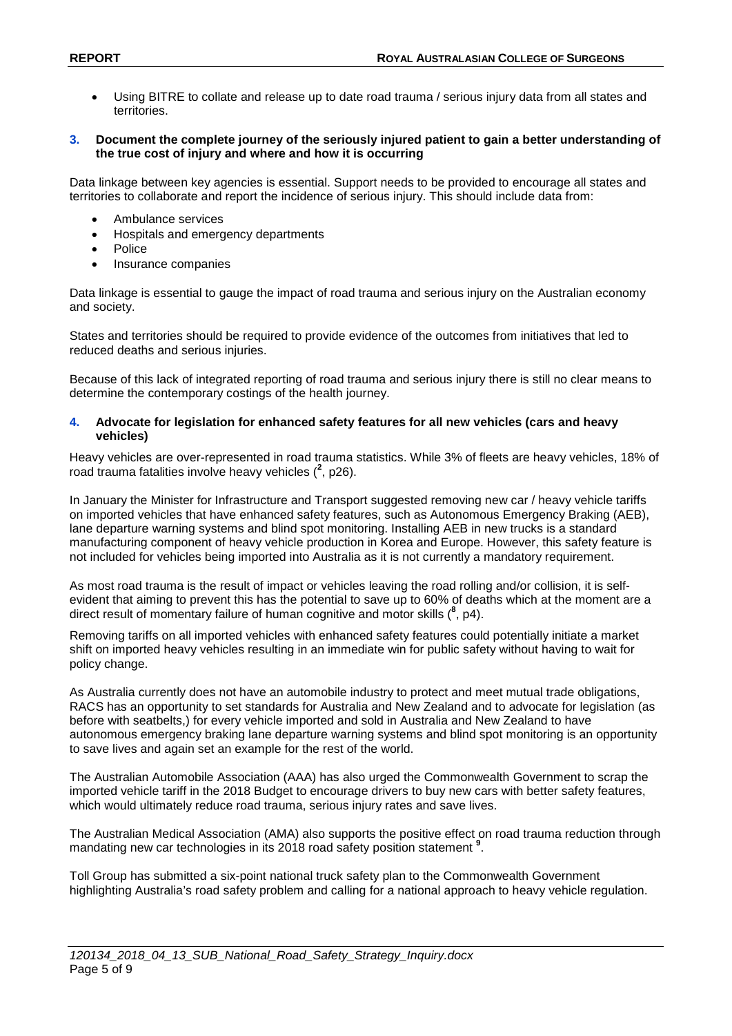- Using BITRE to collate and release up to date road trauma / serious injury data from all states and territories.

### 3. Document the complete journey of the seriously injured patient to gain a better understanding of the true cost of injury and where and how it is occurring

Data linkage between key agencies is essential. Support needs to be provided to encourage all states and territories to collaborate and report the incidence of serious injury. This should include data from:

- Ambulance services
- Hospitals and emergency departments
- Police
- Insurance companies

Data linkage is essential to gauge the impact of road trauma and serious injury on the Australian economy and society.

States and territories should be required to provide evidence of the outcomes from initiatives that led to reduced deaths and serious injuries.

Because of this lack of integrated reporting of road trauma and serious injury there is still no clear means to determine the contemporary costings of the health journey.

### 4. Advocate for legislation for enhanced safety features for all new vehicles (cars and heavy vehicles)

Heavy vehicles are over-represented in road trauma statistics. While 3% of fleets are heavy vehicles, 18% of road trauma fatalities involve heavy vehicles ([2], p26).

In January the Minister for Infrastructure and Transport suggested removing new car / heavy vehicle tariffs on imported vehicles that have enhanced safety features, such as Autonomous Emergency Braking (AEB), lane departure warning systems and blind spot monitoring. Installing AEB in new trucks is a standard manufacturing component of heavy vehicle production in Korea and Europe. However, this safety feature is not included for vehicles being imported into Australia as it is not currently a mandatory requirement.

As most road trauma is the result of impact or vehicles leaving the road rolling and/or collision, it is self-evident that aiming to prevent this has the potential to save up to 60% of deaths which at the moment are a direct result of momentary failure of human cognitive and motor skills ([8], p4).

Removing tariffs on all imported vehicles with enhanced safety features could potentially initiate a market shift on imported heavy vehicles resulting in an immediate win for public safety without having to wait for policy change.

As Australia currently does not have an automobile industry to protect and meet mutual trade obligations, RACS has an opportunity to set standards for Australia and New Zealand and to advocate for legislation (as before with seatbelts,) for every vehicle imported and sold in Australia and New Zealand to have autonomous emergency braking lane departure warning systems and blind spot monitoring is an opportunity to save lives and again set an example for the rest of the world.

The Australian Automobile Association (AAA) has also urged the Commonwealth Government to scrap the imported vehicle tariff in the 2018 Budget to encourage drivers to buy new cars with better safety features, which would ultimately reduce road trauma, serious injury rates and save lives.

The Australian Medical Association (AMA) also supports the positive effect on road trauma reduction through mandating new car technologies in its 2018 road safety position statement [9].

Toll Group has submitted a six-point national truck safety plan to the Commonwealth Government highlighting Australia's road safety problem and calling for a national approach to heavy vehicle regulation.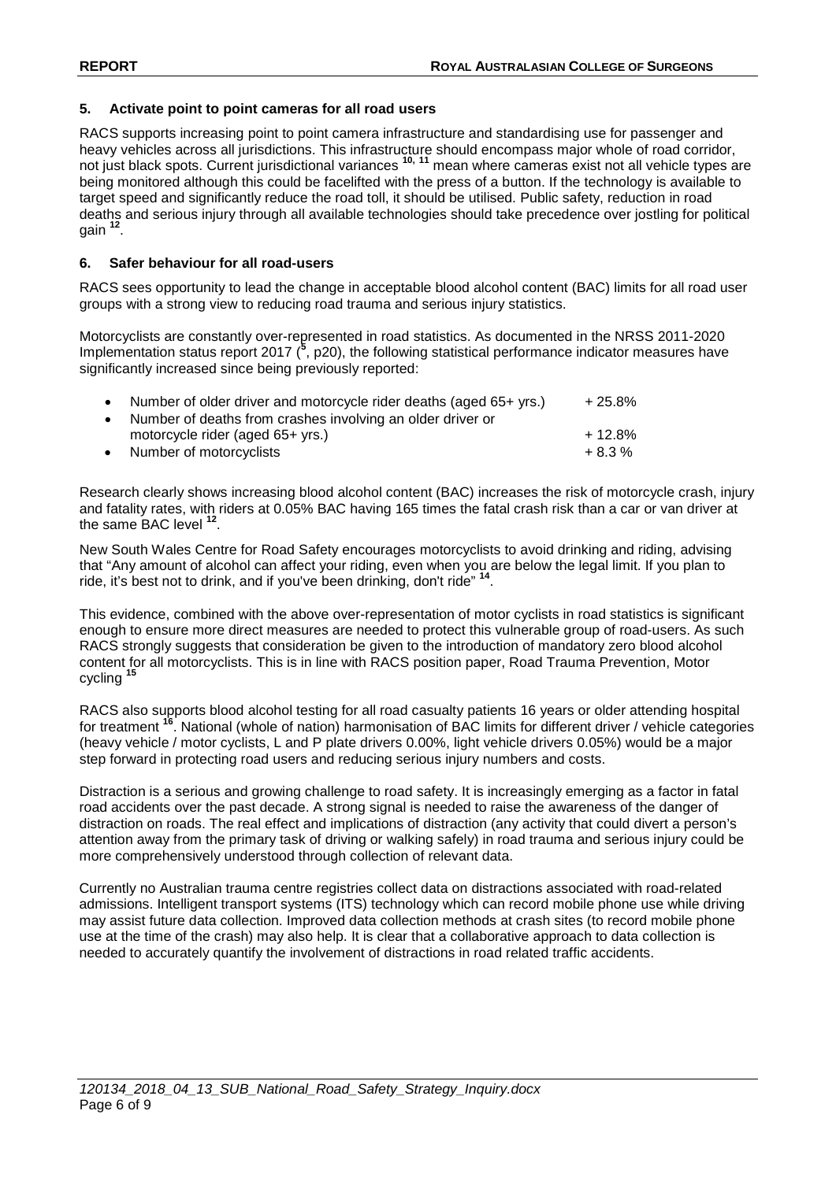### 5. Activate point to point cameras for all road users

RACS supports increasing point to point camera infrastructure and standardising use for passenger and heavy vehicles across all jurisdictions. This infrastructure should encompass major whole of road corridor, not just black spots. Current jurisdictional variances [10, 11] mean where cameras exist not all vehicle types are being monitored although this could be facelifted with the press of a button. If the technology is available to target speed and significantly reduce the road toll, it should be utilised. Public safety, reduction in road deaths and serious injury through all available technologies should take precedence over jostling for political gain [12].

### 6. Safer behaviour for all road-users

RACS sees opportunity to lead the change in acceptable blood alcohol content (BAC) limits for all road user groups with a strong view to reducing road trauma and serious injury statistics.

Motorcyclists are constantly over-represented in road statistics. As documented in the NRSS 2011-2020 Implementation status report 2017 ([5], p20), the following statistical performance indicator measures have significantly increased since being previously reported:

- Number of older driver and motorcycle rider deaths (aged 65+ yrs.) + 25.8%
- Number of deaths from crashes involving an older driver or motorcycle rider (aged 65+ yrs.) + 12.8%
- Number of motorcyclists + 8.3 %

Research clearly shows increasing blood alcohol content (BAC) increases the risk of motorcycle crash, injury and fatality rates, with riders at 0.05% BAC having 165 times the fatal crash risk than a car or van driver at the same BAC level [12].

New South Wales Centre for Road Safety encourages motorcyclists to avoid drinking and riding, advising that "Any amount of alcohol can affect your riding, even when you are below the legal limit. If you plan to ride, it's best not to drink, and if you've been drinking, don't ride" [14].

This evidence, combined with the above over-representation of motor cyclists in road statistics is significant enough to ensure more direct measures are needed to protect this vulnerable group of road-users. As such RACS strongly suggests that consideration be given to the introduction of mandatory zero blood alcohol content for all motorcyclists. This is in line with RACS position paper, Road Trauma Prevention, Motor cycling [15]

RACS also supports blood alcohol testing for all road casualty patients 16 years or older attending hospital for treatment [16]. National (whole of nation) harmonisation of BAC limits for different driver / vehicle categories (heavy vehicle / motor cyclists, L and P plate drivers 0.00%, light vehicle drivers 0.05%) would be a major step forward in protecting road users and reducing serious injury numbers and costs.

Distraction is a serious and growing challenge to road safety. It is increasingly emerging as a factor in fatal road accidents over the past decade. A strong signal is needed to raise the awareness of the danger of distraction on roads. The real effect and implications of distraction (any activity that could divert a person's attention away from the primary task of driving or walking safely) in road trauma and serious injury could be more comprehensively understood through collection of relevant data.

Currently no Australian trauma centre registries collect data on distractions associated with road-related admissions. Intelligent transport systems (ITS) technology which can record mobile phone use while driving may assist future data collection. Improved data collection methods at crash sites (to record mobile phone use at the time of the crash) may also help. It is clear that a collaborative approach to data collection is needed to accurately quantify the involvement of distractions in road related traffic accidents.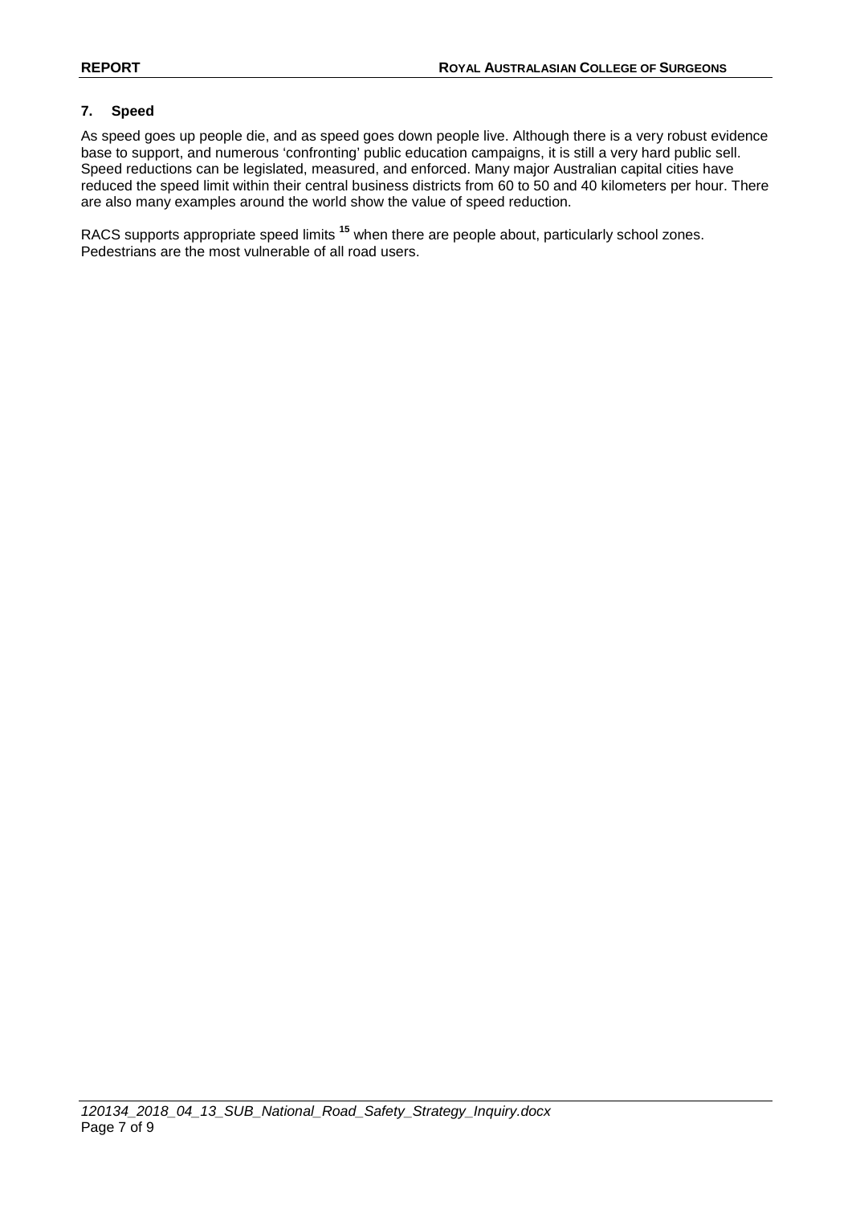### 7. Speed

As speed goes up people die, and as speed goes down people live. Although there is a very robust evidence base to support, and numerous 'confronting' public education campaigns, it is still a very hard public sell. Speed reductions can be legislated, measured, and enforced. Many major Australian capital cities have reduced the speed limit within their central business districts from 60 to 50 and 40 kilometers per hour. There are also many examples around the world show the value of speed reduction.

RACS supports appropriate speed limits [15] when there are people about, particularly school zones. Pedestrians are the most vulnerable of all road users.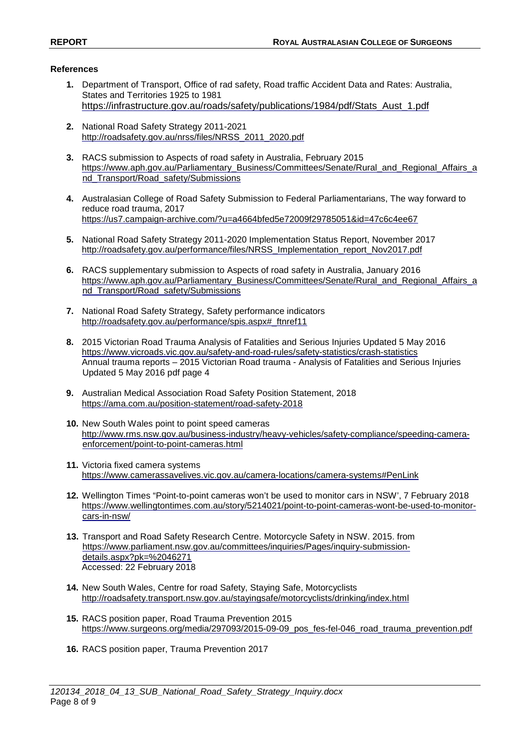## References

1. Department of Transport, Office of rad safety, Road traffic Accident Data and Rates: Australia, States and Territories 1925 to 1981
   https://infrastructure.gov.au/roads/safety/publications/1984/pdf/Stats_Aust_1.pdf

2. National Road Safety Strategy 2011-2021
   http://roadsafety.gov.au/nrss/files/NRSS_2011_2020.pdf

3. RACS submission to Aspects of road safety in Australia, February 2015
   https://www.aph.gov.au/Parliamentary_Business/Committees/Senate/Rural_and_Regional_Affairs_and_Transport/Road_safety/Submissions

4. Australasian College of Road Safety Submission to Federal Parliamentarians, The way forward to reduce road trauma, 2017
   https://us7.campaign-archive.com/?u=a4664bfed5e72009f29785051&id=47c6c4ee67

5. National Road Safety Strategy 2011-2020 Implementation Status Report, November 2017
   http://roadsafety.gov.au/performance/files/NRSS_Implementation_report_Nov2017.pdf

6. RACS supplementary submission to Aspects of road safety in Australia, January 2016
   https://www.aph.gov.au/Parliamentary_Business/Committees/Senate/Rural_and_Regional_Affairs_and_Transport/Road_safety/Submissions

7. National Road Safety Strategy, Safety performance indicators
   http://roadsafety.gov.au/performance/spis.aspx#_ftnref11

8. 2015 Victorian Road Trauma Analysis of Fatalities and Serious Injuries Updated 5 May 2016
   https://www.vicroads.vic.gov.au/safety-and-road-rules/safety-statistics/crash-statistics
   Annual trauma reports – 2015 Victorian Road trauma - Analysis of Fatalities and Serious Injuries Updated 5 May 2016 pdf page 4

9. Australian Medical Association Road Safety Position Statement, 2018
   https://ama.com.au/position-statement/road-safety-2018

10. New South Wales point to point speed cameras
    http://www.rms.nsw.gov.au/business-industry/heavy-vehicles/safety-compliance/speeding-camera-enforcement/point-to-point-cameras.html

11. Victoria fixed camera systems
    https://www.camerassavelives.vic.gov.au/camera-locations/camera-systems#PenLink

12. Wellington Times "Point-to-point cameras won't be used to monitor cars in NSW', 7 February 2018
    https://www.wellingtontimes.com.au/story/5214021/point-to-point-cameras-wont-be-used-to-monitor-cars-in-nsw/

13. Transport and Road Safety Research Centre. Motorcycle Safety in NSW. 2015. from
    https://www.parliament.nsw.gov.au/committees/inquiries/Pages/inquiry-submission-details.aspx?pk=%2046271
    Accessed: 22 February 2018

14. New South Wales, Centre for road Safety, Staying Safe, Motorcyclists
    http://roadsafety.transport.nsw.gov.au/stayingsafe/motorcyclists/drinking/index.html

15. RACS position paper, Road Trauma Prevention 2015
    https://www.surgeons.org/media/297093/2015-09-09_pos_fes-fel-046_road_trauma_prevention.pdf

16. RACS position paper, Trauma Prevention 2017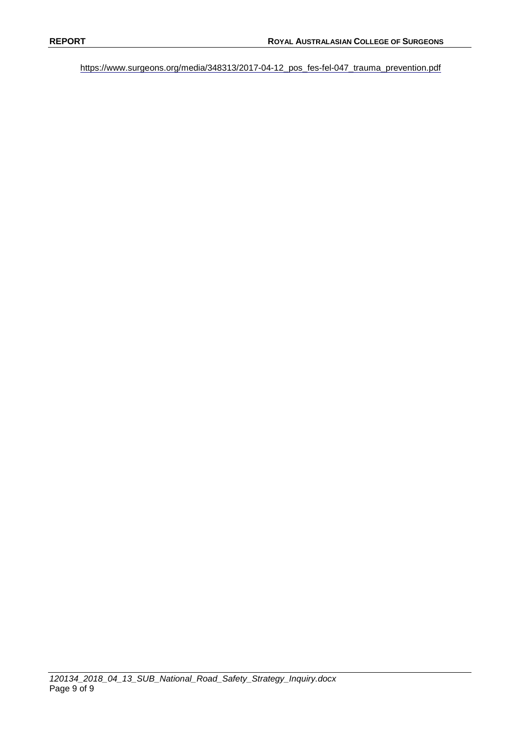https://www.surgeons.org/media/348313/2017-04-12_pos_fes-fel-047_trauma_prevention.pdf